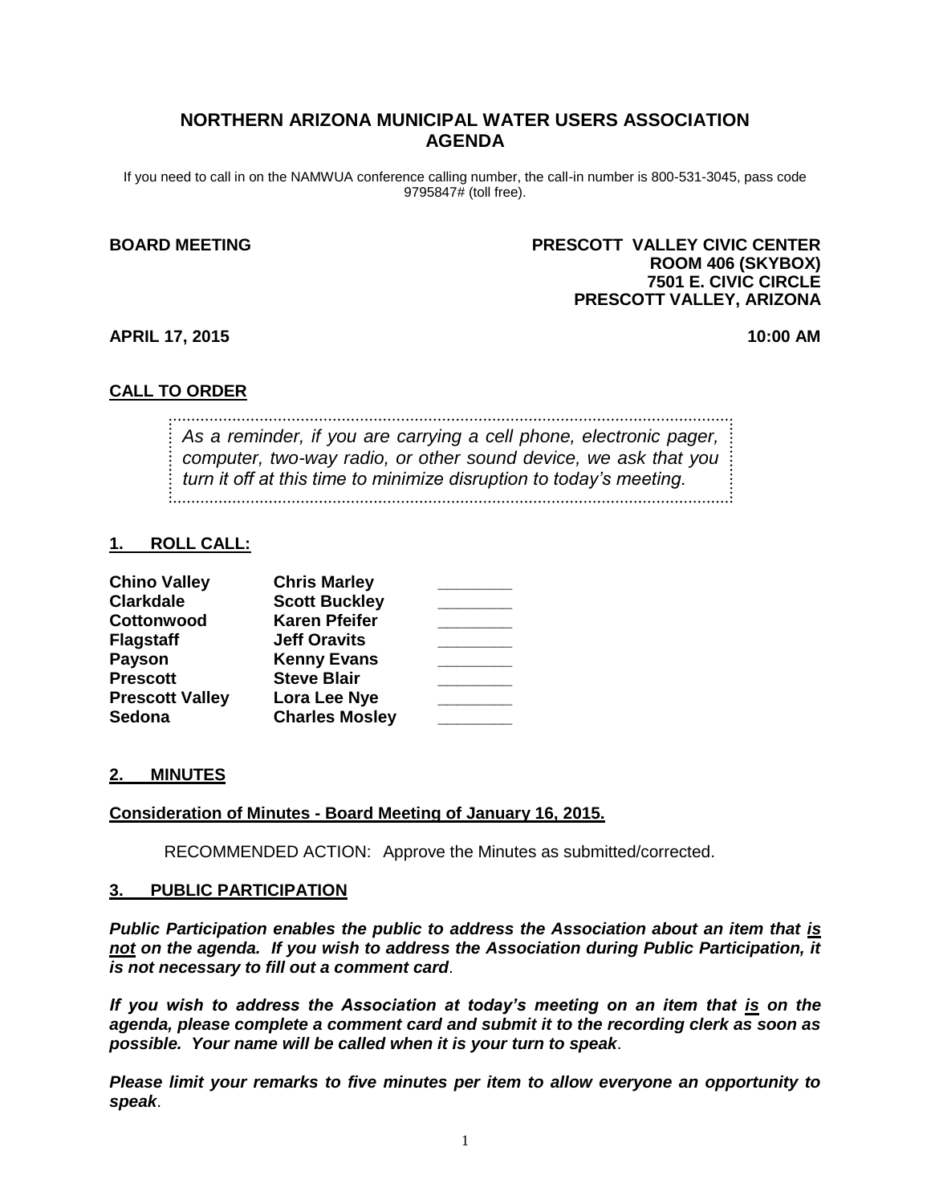# NORTHERN ARIZONA MUNICIPAL WATER USERS ASSOCIATION AGENDA

If you need to call in on the NAMWUA conference calling number, the call-in number is 800-531-3045, pass code 9795847# (toll free).

**BOARD MEETING**

**PRESCOTT VALLEY CIVIC CENTER**
**ROOM 406 (SKYBOX)**
**7501 E. CIVIC CIRCLE**
**PRESCOTT VALLEY, ARIZONA**

**APRIL 17, 2015** **10:00 AM**

## CALL TO ORDER

*As a reminder, if you are carrying a cell phone, electronic pager, computer, two-way radio, or other sound device, we ask that you turn it off at this time to minimize disruption to today's meeting.*

## 1. ROLL CALL:

| | | |
|---|---|---|
| **Chino Valley** | **Chris Marley** | ________ |
| **Clarkdale** | **Scott Buckley** | ________ |
| **Cottonwood** | **Karen Pfeifer** | ________ |
| **Flagstaff** | **Jeff Oravits** | ________ |
| **Payson** | **Kenny Evans** | ________ |
| **Prescott** | **Steve Blair** | ________ |
| **Prescott Valley** | **Lora Lee Nye** | ________ |
| **Sedona** | **Charles Mosley** | ________ |

## 2. MINUTES

**Consideration of Minutes - Board Meeting of January 16, 2015.**

RECOMMENDED ACTION: Approve the Minutes as submitted/corrected.

## 3. PUBLIC PARTICIPATION

***Public Participation enables the public to address the Association about an item that is not on the agenda. If you wish to address the Association during Public Participation, it is not necessary to fill out a comment card*.**

***If you wish to address the Association at today's meeting on an item that is on the agenda, please complete a comment card and submit it to the recording clerk as soon as possible. Your name will be called when it is your turn to speak*.**

***Please limit your remarks to five minutes per item to allow everyone an opportunity to speak*.**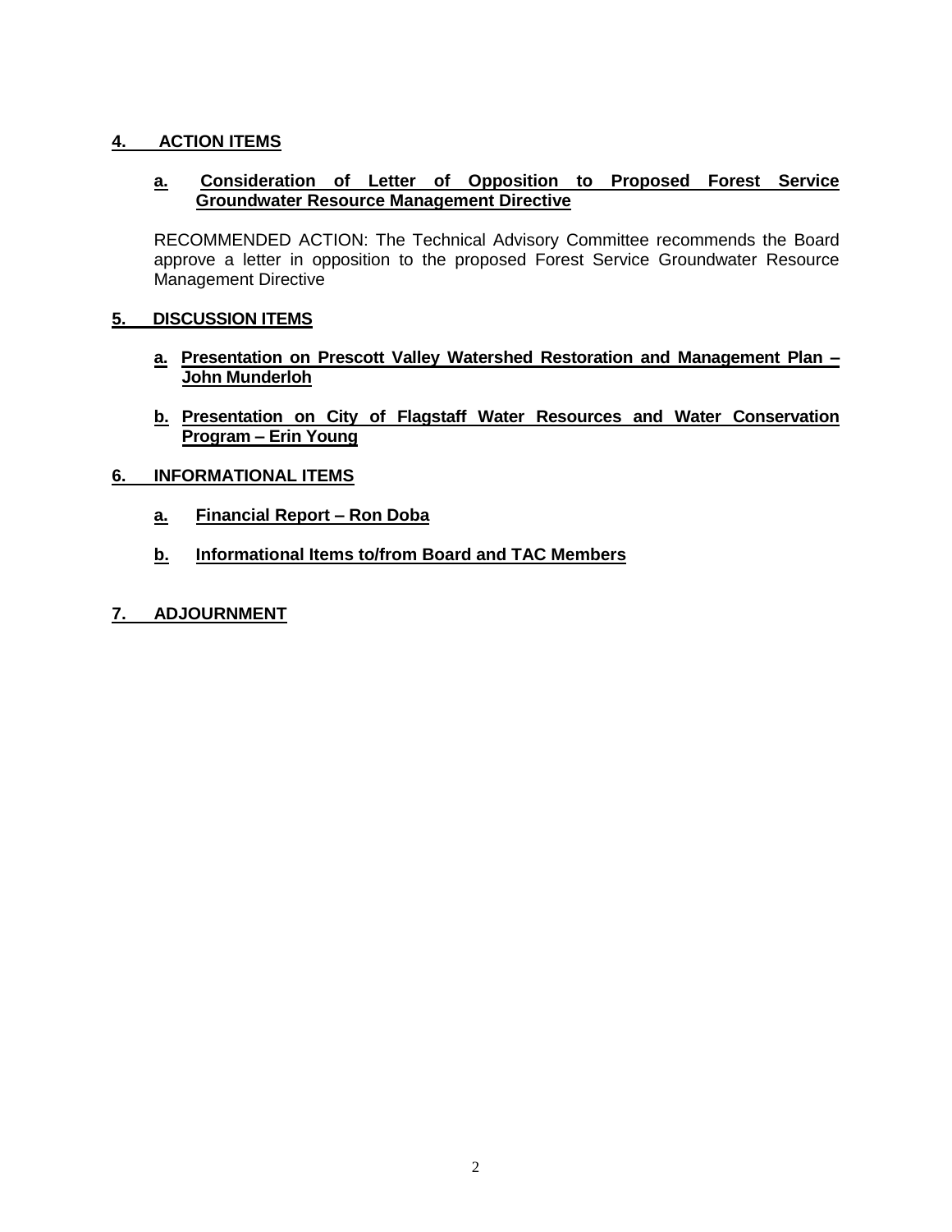## 4. ACTION ITEMS

### a. Consideration of Letter of Opposition to Proposed Forest Service Groundwater Resource Management Directive

RECOMMENDED ACTION: The Technical Advisory Committee recommends the Board approve a letter in opposition to the proposed Forest Service Groundwater Resource Management Directive

## 5. DISCUSSION ITEMS

### a. Presentation on Prescott Valley Watershed Restoration and Management Plan – John Munderloh

### b. Presentation on City of Flagstaff Water Resources and Water Conservation Program – Erin Young

## 6. INFORMATIONAL ITEMS

### a. Financial Report – Ron Doba

### b. Informational Items to/from Board and TAC Members

## 7. ADJOURNMENT